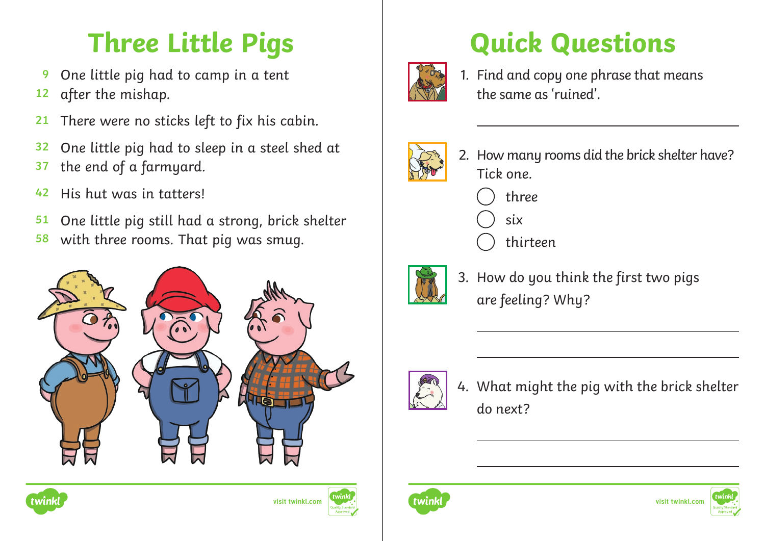# Three Little Pigs

9 One little pig had to camp in a tent
12 after the mishap.

21 There were no sticks left to fix his cabin.

32 One little pig had to sleep in a steel shed at
37 the end of a farmyard.

42 His hut was in tatters!

51 One little pig still had a strong, brick shelter
58 with three rooms. That pig was smug.

# Quick Questions

1. Find and copy one phrase that means the same as 'ruined'.

   ______________________________

2. How many rooms did the brick shelter have? Tick one.

   ◯ three
   ◯ six
   ◯ thirteen

3. How do you think the first two pigs are feeling? Why?

   ______________________________

   ______________________________

4. What might the pig with the brick shelter do next?

   ______________________________

   ______________________________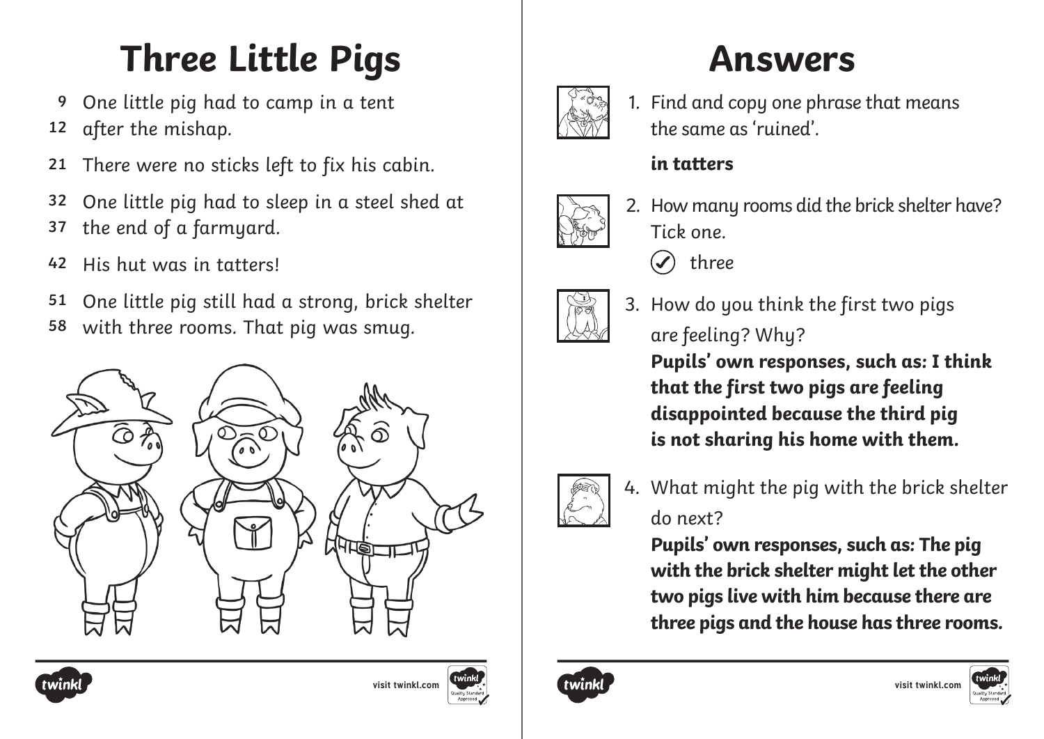# Three Little Pigs

9 One little pig had to camp in a tent
12 after the mishap.

21 There were no sticks left to fix his cabin.

32 One little pig had to sleep in a steel shed at
37 the end of a farmyard.

42 His hut was in tatters!

51 One little pig still had a strong, brick shelter
58 with three rooms. That pig was smug.

# Answers

1. Find and copy one phrase that means the same as 'ruined'.

   **in tatters**

2. How many rooms did the brick shelter have? Tick one.

   ✓ three

3. How do you think the first two pigs are feeling? Why?

   **Pupils' own responses, such as: I think that the first two pigs are feeling disappointed because the third pig is not sharing his home with them.**

4. What might the pig with the brick shelter do next?

   **Pupils' own responses, such as: The pig with the brick shelter might let the other two pigs live with him because there are three pigs and the house has three rooms.**